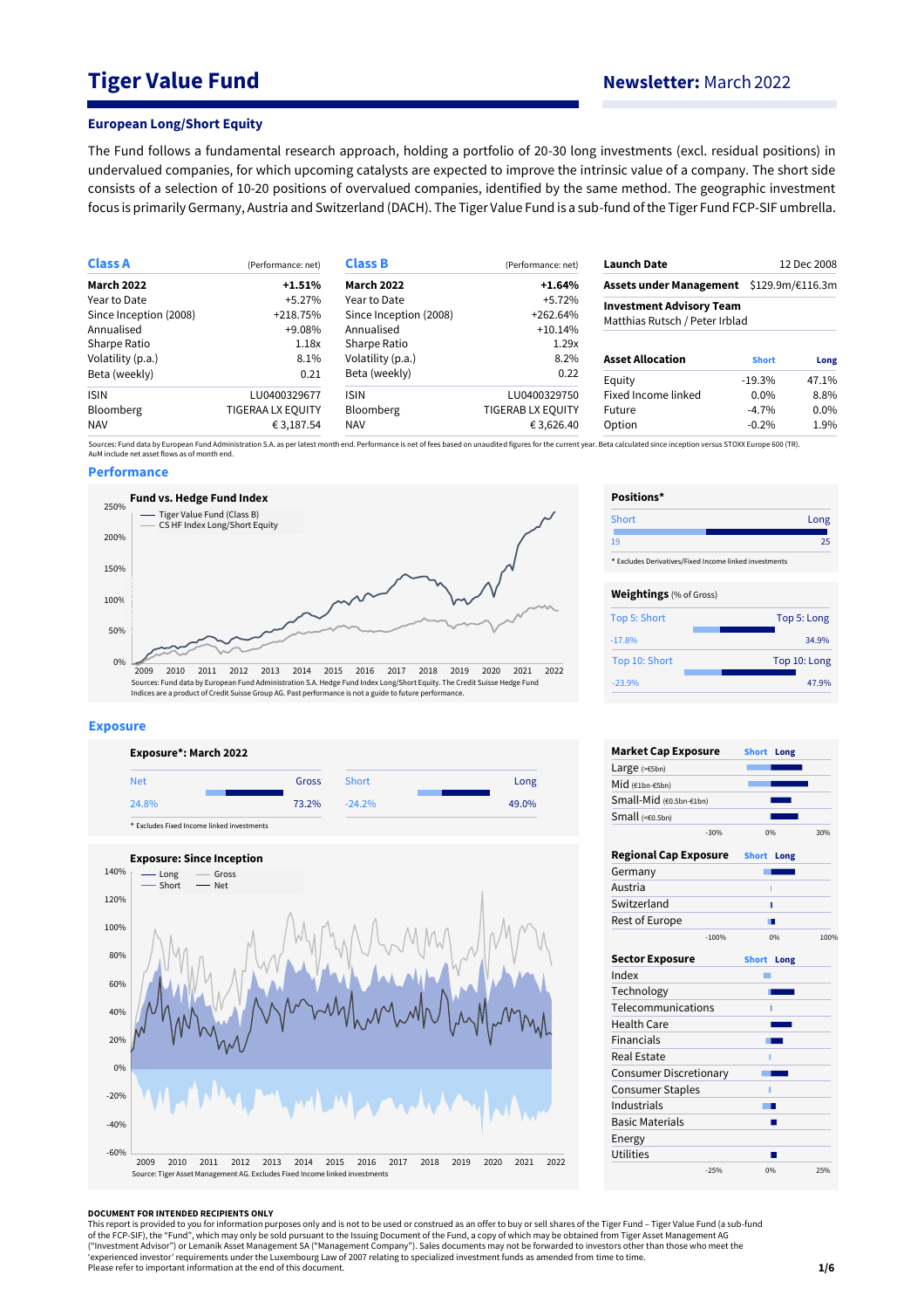# Tiger Value Fund

**Newsletter:** March 2022

### European Long/Short Equity

The Fund follows a fundamental research approach, holding a portfolio of 20-30 long investments (excl. residual positions) in undervalued companies, for which upcoming catalysts are expected to improve the intrinsic value of a company. The short side consists of a selection of 10-20 positions of overvalued companies, identified by the same method. The geographic investment focus is primarily Germany, Austria and Switzerland (DACH). The Tiger Value Fund is a sub-fund of the Tiger Fund FCP-SIF umbrella.

| **Class A** | (Performance: net) |
|---|---|
| **March 2022** | **+1.51%** |
| Year to Date | +5.27% |
| Since Inception (2008) | +218.75% |
| Annualised | +9.08% |
| Sharpe Ratio | 1.18x |
| Volatility (p.a.) | 8.1% |
| Beta (weekly) | 0.21 |
| ISIN | LU0400329677 |
| Bloomberg | TIGERAA LX EQUITY |
| NAV | € 3,187.54 |

| **Class B** | (Performance: net) |
|---|---|
| **March 2022** | **+1.64%** |
| Year to Date | +5.72% |
| Since Inception (2008) | +262.64% |
| Annualised | +10.14% |
| Sharpe Ratio | 1.29x |
| Volatility (p.a.) | 8.2% |
| Beta (weekly) | 0.22 |
| ISIN | LU0400329750 |
| Bloomberg | TIGERAB LX EQUITY |
| NAV | € 3,626.40 |

| | |
|---|---|
| **Launch Date** | 12 Dec 2008 |
| **Assets under Management** | $129.9m/€116.3m |
| **Investment Advisory Team** | Matthias Rutsch / Peter Irblad |

| **Asset Allocation** | Short | Long |
|---|---|---|
| Equity | -19.3% | 47.1% |
| Fixed Income linked | 0.0% | 8.8% |
| Future | -4.7% | 0.0% |
| Option | -0.2% | 1.9% |

Sources: Fund data by European Fund Administration S.A. as per latest month end. Performance is net of fees based on unaudited figures for the current year. Beta calculated since inception versus STOXX Europe 600 (TR). AuM include net asset flows as of month end.

## Performance

**Fund vs. Hedge Fund Index**

Sources: Fund data by European Fund Administration S.A. Hedge Fund Index Long/Short Equity. The Credit Suisse Hedge Fund Indices are a product of Credit Suisse Group AG. Past performance is not a guide to future performance.

**Positions***

| Short | Long |
|---|---|
| 19 | 25 |

* Excludes Derivatives/Fixed Income linked investments

**Weightings** (% of Gross)

| Top 5: Short | Top 5: Long |
|---|---|
| -17.8% | 34.9% |

| Top 10: Short | Top 10: Long |
|---|---|
| -23.9% | 47.9% |

## Exposure

**Exposure*: March 2022**

| Net | Gross | Short | Long |
|---|---|---|---|
| 24.8% | 73.2% | -24.2% | 49.0% |

* Excludes Fixed Income linked investments

**Exposure: Since Inception**

Source: Tiger Asset Management AG. Excludes Fixed Income linked investments

**Market Cap Exposure**: Large (>€5bn), Mid (€1bn-€5bn), Small-Mid (€0.5bn-€1bn), Small (<€0.5bn)

**Regional Cap Exposure**: Germany, Austria, Switzerland, Rest of Europe

**Sector Exposure**: Index, Technology, Telecommunications, Health Care, Financials, Real Estate, Consumer Discretionary, Consumer Staples, Industrials, Basic Materials, Energy, Utilities

**DOCUMENT FOR INTENDED RECIPIENTS ONLY**

This report is provided to you for information purposes only and is not to be used or construed as an offer to buy or sell shares of the Tiger Fund – Tiger Value Fund (a sub-fund of the FCP-SIF), the "Fund", which may only be sold pursuant to the Issuing Document of the Fund, a copy of which may be obtained from Tiger Asset Management AG ("Investment Advisor") or Lemanik Asset Management SA ("Management Company"). Sales documents may not be forwarded to investors other than those who meet the 'experienced investor' requirements under the Luxembourg Law of 2007 relating to specialized investment funds as amended from time to time.
Please refer to important information at the end of this document.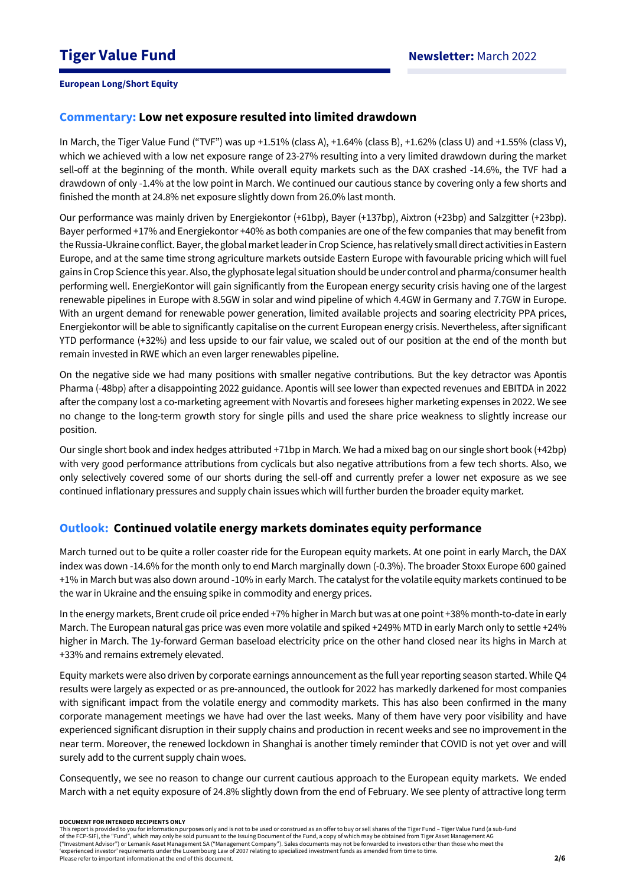**European Long/Short Equity**

## Commentary: Low net exposure resulted into limited drawdown

In March, the Tiger Value Fund ("TVF") was up +1.51% (class A), +1.64% (class B), +1.62% (class U) and +1.55% (class V), which we achieved with a low net exposure range of 23-27% resulting into a very limited drawdown during the market sell-off at the beginning of the month. While overall equity markets such as the DAX crashed -14.6%, the TVF had a drawdown of only -1.4% at the low point in March. We continued our cautious stance by covering only a few shorts and finished the month at 24.8% net exposure slightly down from 26.0% last month.

Our performance was mainly driven by Energiekontor (+61bp), Bayer (+137bp), Aixtron (+23bp) and Salzgitter (+23bp). Bayer performed +17% and Energiekontor +40% as both companies are one of the few companies that may benefit from the Russia-Ukraine conflict. Bayer, the global market leader in Crop Science, has relatively small direct activities in Eastern Europe, and at the same time strong agriculture markets outside Eastern Europe with favourable pricing which will fuel gains in Crop Science this year. Also, the glyphosate legal situation should be under control and pharma/consumer health performing well. EnergieKontor will gain significantly from the European energy security crisis having one of the largest renewable pipelines in Europe with 8.5GW in solar and wind pipeline of which 4.4GW in Germany and 7.7GW in Europe. With an urgent demand for renewable power generation, limited available projects and soaring electricity PPA prices, Energiekontor will be able to significantly capitalise on the current European energy crisis. Nevertheless, after significant YTD performance (+32%) and less upside to our fair value, we scaled out of our position at the end of the month but remain invested in RWE which an even larger renewables pipeline.

On the negative side we had many positions with smaller negative contributions. But the key detractor was Apontis Pharma (-48bp) after a disappointing 2022 guidance. Apontis will see lower than expected revenues and EBITDA in 2022 after the company lost a co-marketing agreement with Novartis and foresees higher marketing expenses in 2022. We see no change to the long-term growth story for single pills and used the share price weakness to slightly increase our position.

Our single short book and index hedges attributed +71bp in March. We had a mixed bag on our single short book (+42bp) with very good performance attributions from cyclicals but also negative attributions from a few tech shorts. Also, we only selectively covered some of our shorts during the sell-off and currently prefer a lower net exposure as we see continued inflationary pressures and supply chain issues which will further burden the broader equity market.

## Outlook: Continued volatile energy markets dominates equity performance

March turned out to be quite a roller coaster ride for the European equity markets. At one point in early March, the DAX index was down -14.6% for the month only to end March marginally down (-0.3%). The broader Stoxx Europe 600 gained +1% in March but was also down around -10% in early March. The catalyst for the volatile equity markets continued to be the war in Ukraine and the ensuing spike in commodity and energy prices.

In the energy markets, Brent crude oil price ended +7% higher in March but was at one point +38% month-to-date in early March. The European natural gas price was even more volatile and spiked +249% MTD in early March only to settle +24% higher in March. The 1y-forward German baseload electricity price on the other hand closed near its highs in March at +33% and remains extremely elevated.

Equity markets were also driven by corporate earnings announcement as the full year reporting season started. While Q4 results were largely as expected or as pre-announced, the outlook for 2022 has markedly darkened for most companies with significant impact from the volatile energy and commodity markets. This has also been confirmed in the many corporate management meetings we have had over the last weeks. Many of them have very poor visibility and have experienced significant disruption in their supply chains and production in recent weeks and see no improvement in the near term. Moreover, the renewed lockdown in Shanghai is another timely reminder that COVID is not yet over and will surely add to the current supply chain woes.

Consequently, we see no reason to change our current cautious approach to the European equity markets. We ended March with a net equity exposure of 24.8% slightly down from the end of February. We see plenty of attractive long term

**DOCUMENT FOR INTENDED RECIPIENTS ONLY**
This report is provided to you for information purposes only and is not to be used or construed as an offer to buy or sell shares of the Tiger Fund – Tiger Value Fund (a sub-fund of the FCP-SIF), the "Fund", which may only be sold pursuant to the Issuing Document of the Fund, a copy of which may be obtained from Tiger Asset Management AG ("Investment Advisor") or Lemanik Asset Management SA ("Management Company"). Sales documents may not be forwarded to investors other than those who meet the 'experienced investor' requirements under the Luxembourg Law of 2007 relating to specialized investment funds as amended from time to time.
Please refer to important information at the end of this document.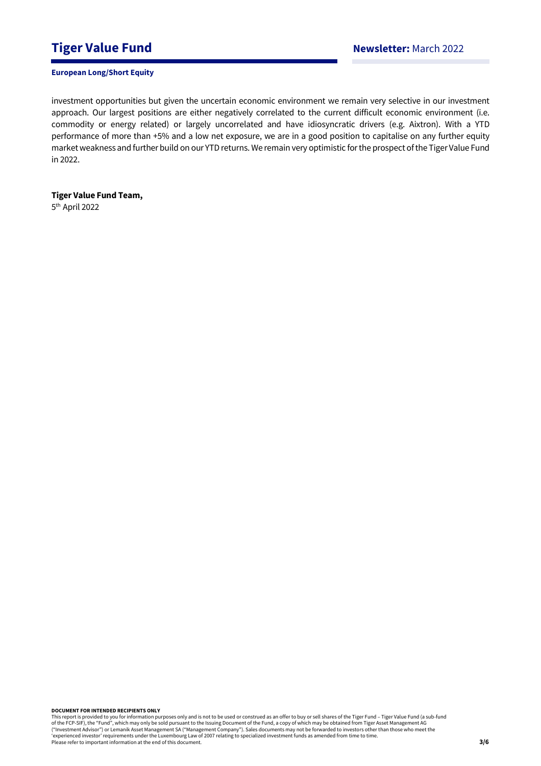investment opportunities but given the uncertain economic environment we remain very selective in our investment approach. Our largest positions are either negatively correlated to the current difficult economic environment (i.e. commodity or energy related) or largely uncorrelated and have idiosyncratic drivers (e.g. Aixtron). With a YTD performance of more than +5% and a low net exposure, we are in a good position to capitalise on any further equity market weakness and further build on our YTD returns. We remain very optimistic for the prospect of the Tiger Value Fund in 2022.

**Tiger Value Fund Team,**
5th April 2022

**DOCUMENT FOR INTENDED RECIPIENTS ONLY**
This report is provided to you for information purposes only and is not to be used or construed as an offer to buy or sell shares of the Tiger Fund – Tiger Value Fund (a sub-fund of the FCP-SIF), the "Fund", which may only be sold pursuant to the Issuing Document of the Fund, a copy of which may be obtained from Tiger Asset Management AG ("Investment Advisor") or Lemanik Asset Management SA ("Management Company"). Sales documents may not be forwarded to investors other than those who meet the 'experienced investor' requirements under the Luxembourg Law of 2007 relating to specialized investment funds as amended from time to time.
Please refer to important information at the end of this document.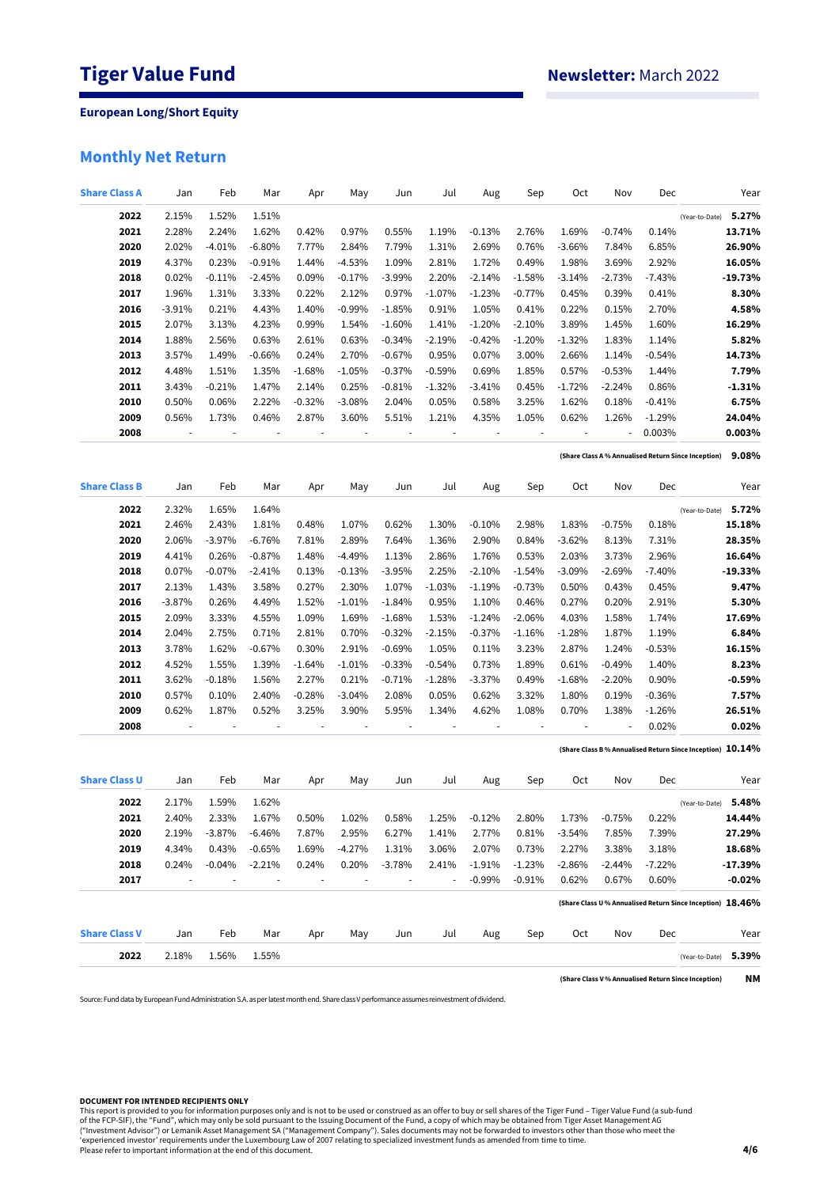# Tiger Value Fund

## Newsletter: March 2022

**European Long/Short Equity**

## Monthly Net Return

| Share Class A | Jan | Feb | Mar | Apr | May | Jun | Jul | Aug | Sep | Oct | Nov | Dec | Year |
|---|---|---|---|---|---|---|---|---|---|---|---|---|---|
| **2022** | 2.15% | 1.52% | 1.51% | | | | | | | | | | (Year-to-Date) **5.27%** |
| **2021** | 2.28% | 2.24% | 1.62% | 0.42% | 0.97% | 0.55% | 1.19% | -0.13% | 2.76% | 1.69% | -0.74% | 0.14% | **13.71%** |
| **2020** | 2.02% | -4.01% | -6.80% | 7.77% | 2.84% | 7.79% | 1.31% | 2.69% | 0.76% | -3.66% | 7.84% | 6.85% | **26.90%** |
| **2019** | 4.37% | 0.23% | -0.91% | 1.44% | -4.53% | 1.09% | 2.81% | 1.72% | 0.49% | 1.98% | 3.69% | 2.92% | **16.05%** |
| **2018** | 0.02% | -0.11% | -2.45% | 0.09% | -0.17% | -3.99% | 2.20% | -2.14% | -1.58% | -3.14% | -2.73% | -7.43% | **-19.73%** |
| **2017** | 1.96% | 1.31% | 3.33% | 0.22% | 2.12% | 0.97% | -1.07% | -1.23% | -0.77% | 0.45% | 0.39% | 0.41% | **8.30%** |
| **2016** | -3.91% | 0.21% | 4.43% | 1.40% | -0.99% | -1.85% | 0.91% | 1.05% | 0.41% | 0.22% | 0.15% | 2.70% | **4.58%** |
| **2015** | 2.07% | 3.13% | 4.23% | 0.99% | 1.54% | -1.60% | 1.41% | -1.20% | -2.10% | 3.89% | 1.45% | 1.60% | **16.29%** |
| **2014** | 1.88% | 2.56% | 0.63% | 2.61% | 0.63% | -0.34% | -2.19% | -0.42% | -1.20% | -1.32% | 1.83% | 1.14% | **5.82%** |
| **2013** | 3.57% | 1.49% | -0.66% | 0.24% | 2.70% | -0.67% | 0.95% | 0.07% | 3.00% | 2.66% | 1.14% | -0.54% | **14.73%** |
| **2012** | 4.48% | 1.51% | 1.35% | -1.68% | -1.05% | -0.37% | -0.59% | 0.69% | 1.85% | 0.57% | -0.53% | 1.44% | **7.79%** |
| **2011** | 3.43% | -0.21% | 1.47% | 2.14% | 0.25% | -0.81% | -1.32% | -3.41% | 0.45% | -1.72% | -2.24% | 0.86% | **-1.31%** |
| **2010** | 0.50% | 0.06% | 2.22% | -0.32% | -3.08% | 2.04% | 0.05% | 0.58% | 3.25% | 1.62% | 0.18% | -0.41% | **6.75%** |
| **2009** | 0.56% | 1.73% | 0.46% | 2.87% | 3.60% | 5.51% | 1.21% | 4.35% | 1.05% | 0.62% | 1.26% | -1.29% | **24.04%** |
| **2008** | - | - | - | - | - | - | - | - | - | - | - | 0.003% | **0.003%** |

(Share Class A % Annualised Return Since Inception) **9.08%**

| Share Class B | Jan | Feb | Mar | Apr | May | Jun | Jul | Aug | Sep | Oct | Nov | Dec | Year |
|---|---|---|---|---|---|---|---|---|---|---|---|---|---|
| **2022** | 2.32% | 1.65% | 1.64% | | | | | | | | | | (Year-to-Date) **5.72%** |
| **2021** | 2.46% | 2.43% | 1.81% | 0.48% | 1.07% | 0.62% | 1.30% | -0.10% | 2.98% | 1.83% | -0.75% | 0.18% | **15.18%** |
| **2020** | 2.06% | -3.97% | -6.76% | 7.81% | 2.89% | 7.64% | 1.36% | 2.90% | 0.84% | -3.62% | 8.13% | 7.31% | **28.35%** |
| **2019** | 4.41% | 0.26% | -0.87% | 1.48% | -4.49% | 1.13% | 2.86% | 1.76% | 0.53% | 2.03% | 3.73% | 2.96% | **16.64%** |
| **2018** | 0.07% | -0.07% | -2.41% | 0.13% | -0.13% | -3.95% | 2.25% | -2.10% | -1.54% | -3.09% | -2.69% | -7.40% | **-19.33%** |
| **2017** | 2.13% | 1.43% | 3.58% | 0.27% | 2.30% | 1.07% | -1.03% | -1.19% | -0.73% | 0.50% | 0.43% | 0.45% | **9.47%** |
| **2016** | -3.87% | 0.26% | 4.49% | 1.52% | -1.01% | -1.84% | 0.95% | 1.10% | 0.46% | 0.27% | 0.20% | 2.91% | **5.30%** |
| **2015** | 2.09% | 3.33% | 4.55% | 1.09% | 1.69% | -1.68% | 1.53% | -1.24% | -2.06% | 4.03% | 1.58% | 1.74% | **17.69%** |
| **2014** | 2.04% | 2.75% | 0.71% | 2.81% | 0.70% | -0.32% | -2.15% | -0.37% | -1.16% | -1.28% | 1.87% | 1.19% | **6.84%** |
| **2013** | 3.78% | 1.62% | -0.67% | 0.30% | 2.91% | -0.69% | 1.05% | 0.11% | 3.23% | 2.87% | 1.24% | -0.53% | **16.15%** |
| **2012** | 4.52% | 1.55% | 1.39% | -1.64% | -1.01% | -0.33% | -0.54% | 0.73% | 1.89% | 0.61% | -0.49% | 1.40% | **8.23%** |
| **2011** | 3.62% | -0.18% | 1.56% | 2.27% | 0.21% | -0.71% | -1.28% | -3.37% | 0.49% | -1.68% | -2.20% | 0.90% | **-0.59%** |
| **2010** | 0.57% | 0.10% | 2.40% | -0.28% | -3.04% | 2.08% | 0.05% | 0.62% | 3.32% | 1.80% | 0.19% | -0.36% | **7.57%** |
| **2009** | 0.62% | 1.87% | 0.52% | 3.25% | 3.90% | 5.95% | 1.34% | 4.62% | 1.08% | 0.70% | 1.38% | -1.26% | **26.51%** |
| **2008** | - | - | - | - | - | - | - | - | - | - | - | 0.02% | **0.02%** |

(Share Class B % Annualised Return Since Inception) **10.14%**

| Share Class U | Jan | Feb | Mar | Apr | May | Jun | Jul | Aug | Sep | Oct | Nov | Dec | Year |
|---|---|---|---|---|---|---|---|---|---|---|---|---|---|
| **2022** | 2.17% | 1.59% | 1.62% | | | | | | | | | | (Year-to-Date) **5.48%** |
| **2021** | 2.40% | 2.33% | 1.67% | 0.50% | 1.02% | 0.58% | 1.25% | -0.12% | 2.80% | 1.73% | -0.75% | 0.22% | **14.44%** |
| **2020** | 2.19% | -3.87% | -6.46% | 7.87% | 2.95% | 6.27% | 1.41% | 2.77% | 0.81% | -3.54% | 7.85% | 7.39% | **27.29%** |
| **2019** | 4.34% | 0.43% | -0.65% | 1.69% | -4.27% | 1.31% | 3.06% | 2.07% | 0.73% | 2.27% | 3.38% | 3.18% | **18.68%** |
| **2018** | 0.24% | -0.04% | -2.21% | 0.24% | 0.20% | -3.78% | 2.41% | -1.91% | -1.23% | -2.86% | -2.44% | -7.22% | **-17.39%** |
| **2017** | - | - | - | - | - | - | - | -0.99% | -0.91% | 0.62% | 0.67% | 0.60% | **-0.02%** |

(Share Class U % Annualised Return Since Inception) **18.46%**

| Share Class V | Jan | Feb | Mar | Apr | May | Jun | Jul | Aug | Sep | Oct | Nov | Dec | Year |
|---|---|---|---|---|---|---|---|---|---|---|---|---|---|
| **2022** | 2.18% | 1.56% | 1.55% | | | | | | | | | | (Year-to-Date) **5.39%** |

(Share Class V % Annualised Return Since Inception) **NM**

Source: Fund data by European Fund Administration S.A. as per latest month end. Share class V performance assumes reinvestment of dividend.

**DOCUMENT FOR INTENDED RECIPIENTS ONLY**
This report is provided to you for information purposes only and is not to be used or construed as an offer to buy or sell shares of the Tiger Fund – Tiger Value Fund (a sub-fund of the FCP-SIF), the "Fund", which may only be sold pursuant to the Issuing Document of the Fund, a copy of which may be obtained from Tiger Asset Management AG ("Investment Advisor") or Lemanik Asset Management SA ("Management Company"). Sales documents may not be forwarded to investors other than those who meet the 'experienced investor' requirements under the Luxembourg Law of 2007 relating to specialized investment funds as amended from time to time.
Please refer to important information at the end of this document.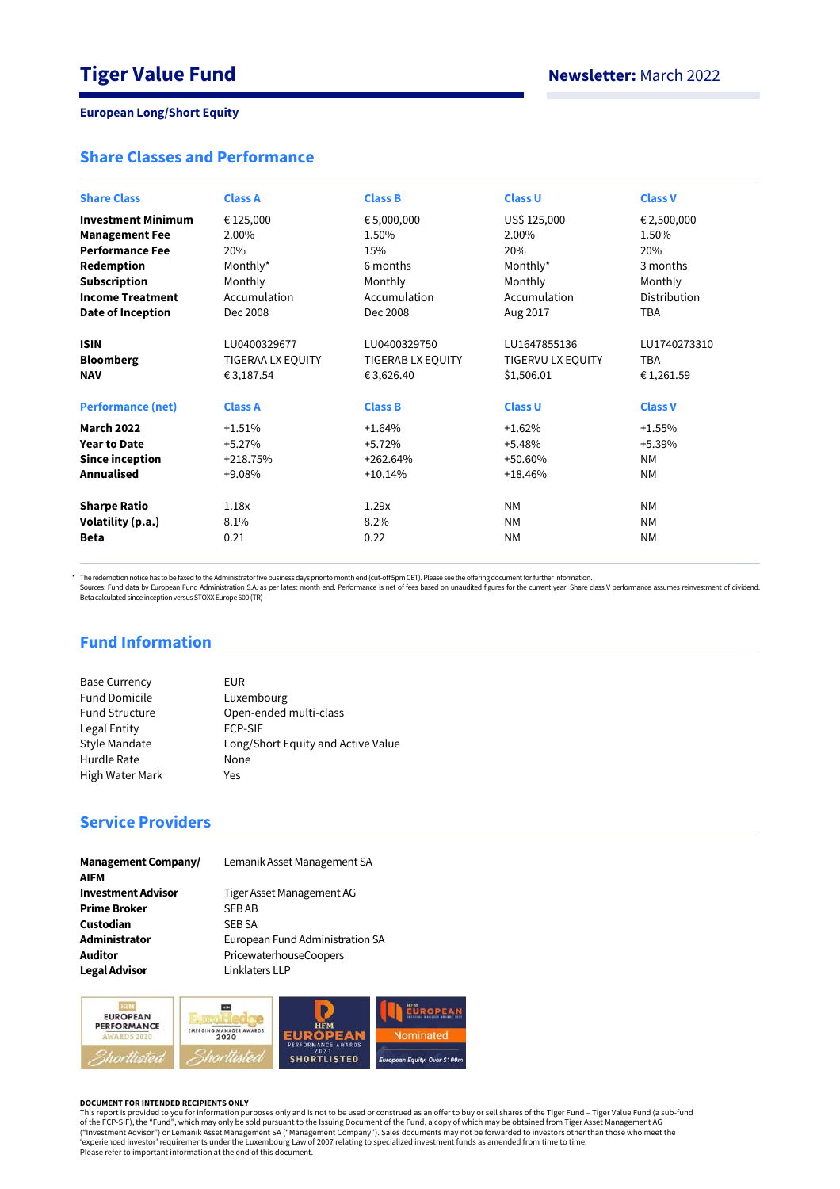# Tiger Value Fund

**Newsletter:** March 2022

**European Long/Short Equity**

## Share Classes and Performance

| Share Class | Class A | Class B | Class U | Class V |
|---|---|---|---|---|
| **Investment Minimum** | € 125,000 | € 5,000,000 | US$ 125,000 | € 2,500,000 |
| **Management Fee** | 2.00% | 1.50% | 2.00% | 1.50% |
| **Performance Fee** | 20% | 15% | 20% | 20% |
| **Redemption** | Monthly* | 6 months | Monthly* | 3 months |
| **Subscription** | Monthly | Monthly | Monthly | Monthly |
| **Income Treatment** | Accumulation | Accumulation | Accumulation | Distribution |
| **Date of Inception** | Dec 2008 | Dec 2008 | Aug 2017 | TBA |
| **ISIN** | LU0400329677 | LU0400329750 | LU1647855136 | LU1740273310 |
| **Bloomberg** | TIGERAA LX EQUITY | TIGERAB LX EQUITY | TIGERVU LX EQUITY | TBA |
| **NAV** | € 3,187.54 | € 3,626.40 | $1,506.01 | € 1,261.59 |

| Performance (net) | Class A | Class B | Class U | Class V |
|---|---|---|---|---|
| **March 2022** | +1.51% | +1.64% | +1.62% | +1.55% |
| **Year to Date** | +5.27% | +5.72% | +5.48% | +5.39% |
| **Since inception** | +218.75% | +262.64% | +50.60% | NM |
| **Annualised** | +9.08% | +10.14% | +18.46% | NM |
| **Sharpe Ratio** | 1.18x | 1.29x | NM | NM |
| **Volatility (p.a.)** | 8.1% | 8.2% | NM | NM |
| **Beta** | 0.21 | 0.22 | NM | NM |

\* The redemption notice has to be faxed to the Administrator five business days prior to month end (cut-off 5pm CET). Please see the offering document for further information.
Sources: Fund data by European Fund Administration S.A. as per latest month end. Performance is net of fees based on unaudited figures for the current year. Share class V performance assumes reinvestment of dividend.
Beta calculated since inception versus STOXX Europe 600 (TR)

## Fund Information

| | |
|---|---|
| Base Currency | EUR |
| Fund Domicile | Luxembourg |
| Fund Structure | Open-ended multi-class |
| Legal Entity | FCP-SIF |
| Style Mandate | Long/Short Equity and Active Value |
| Hurdle Rate | None |
| High Water Mark | Yes |

## Service Providers

| | |
|---|---|
| **Management Company/ AIFM** | Lemanik Asset Management SA |
| **Investment Advisor** | Tiger Asset Management AG |
| **Prime Broker** | SEB AB |
| **Custodian** | SEB SA |
| **Administrator** | European Fund Administration SA |
| **Auditor** | PricewaterhouseCoopers |
| **Legal Advisor** | Linklaters LLP |

**DOCUMENT FOR INTENDED RECIPIENTS ONLY**
This report is provided to you for information purposes only and is not to be used or construed as an offer to buy or sell shares of the Tiger Fund – Tiger Value Fund (a sub-fund of the FCP-SIF), the "Fund", which may only be sold pursuant to the Issuing Document of the Fund, a copy of which may be obtained from Tiger Asset Management AG ("Investment Advisor") or Lemanik Asset Management SA ("Management Company"). Sales documents may not be forwarded to investors other than those who meet the 'experienced investor' requirements under the Luxembourg Law of 2007 relating to specialized investment funds as amended from time to time.
Please refer to important information at the end of this document.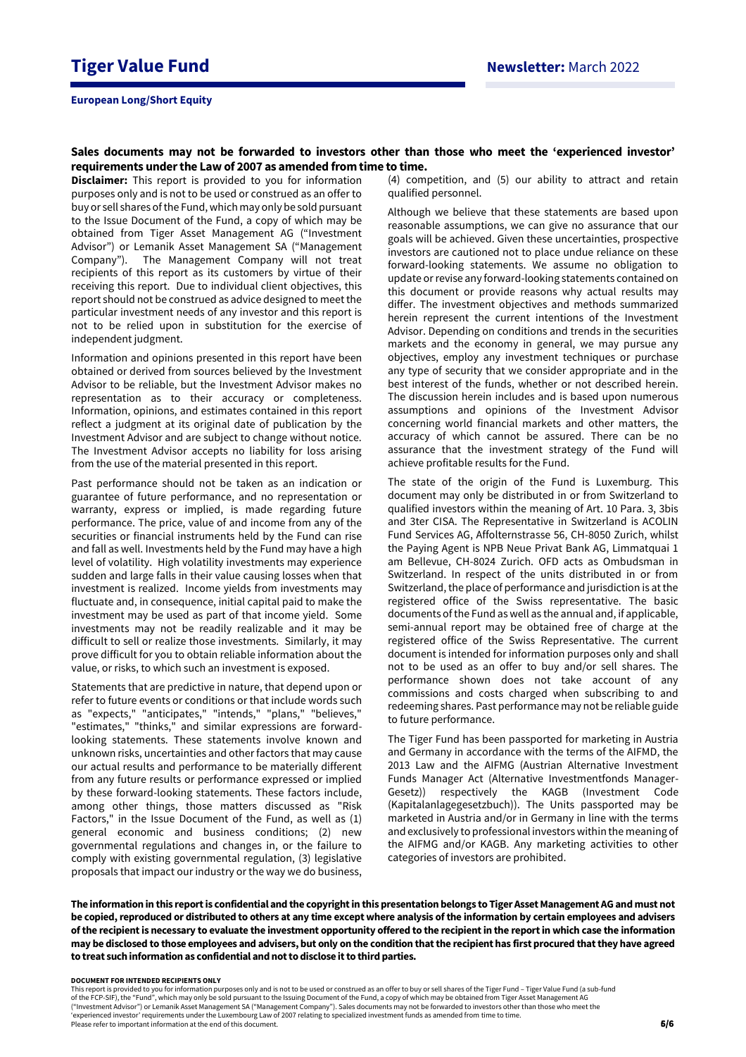**Sales documents may not be forwarded to investors other than those who meet the 'experienced investor' requirements under the Law of 2007 as amended from time to time.**

**Disclaimer:** This report is provided to you for information purposes only and is not to be used or construed as an offer to buy or sell shares of the Fund, which may only be sold pursuant to the Issue Document of the Fund, a copy of which may be obtained from Tiger Asset Management AG ("Investment Advisor") or Lemanik Asset Management SA ("Management Company"). The Management Company will not treat recipients of this report as its customers by virtue of their receiving this report. Due to individual client objectives, this report should not be construed as advice designed to meet the particular investment needs of any investor and this report is not to be relied upon in substitution for the exercise of independent judgment.

Information and opinions presented in this report have been obtained or derived from sources believed by the Investment Advisor to be reliable, but the Investment Advisor makes no representation as to their accuracy or completeness. Information, opinions, and estimates contained in this report reflect a judgment at its original date of publication by the Investment Advisor and are subject to change without notice. The Investment Advisor accepts no liability for loss arising from the use of the material presented in this report.

Past performance should not be taken as an indication or guarantee of future performance, and no representation or warranty, express or implied, is made regarding future performance. The price, value of and income from any of the securities or financial instruments held by the Fund can rise and fall as well. Investments held by the Fund may have a high level of volatility. High volatility investments may experience sudden and large falls in their value causing losses when that investment is realized. Income yields from investments may fluctuate and, in consequence, initial capital paid to make the investment may be used as part of that income yield. Some investments may not be readily realizable and it may be difficult to sell or realize those investments. Similarly, it may prove difficult for you to obtain reliable information about the value, or risks, to which such an investment is exposed.

Statements that are predictive in nature, that depend upon or refer to future events or conditions or that include words such as "expects," "anticipates," "intends," "plans," "believes," "estimates," "thinks," and similar expressions are forward-looking statements. These statements involve known and unknown risks, uncertainties and other factors that may cause our actual results and performance to be materially different from any future results or performance expressed or implied by these forward-looking statements. These factors include, among other things, those matters discussed as "Risk Factors," in the Issue Document of the Fund, as well as (1) general economic and business conditions; (2) new governmental regulations and changes in, or the failure to comply with existing governmental regulation, (3) legislative proposals that impact our industry or the way we do business, (4) competition, and (5) our ability to attract and retain qualified personnel.

Although we believe that these statements are based upon reasonable assumptions, we can give no assurance that our goals will be achieved. Given these uncertainties, prospective investors are cautioned not to place undue reliance on these forward-looking statements. We assume no obligation to update or revise any forward-looking statements contained on this document or provide reasons why actual results may differ. The investment objectives and methods summarized herein represent the current intentions of the Investment Advisor. Depending on conditions and trends in the securities markets and the economy in general, we may pursue any objectives, employ any investment techniques or purchase any type of security that we consider appropriate and in the best interest of the funds, whether or not described herein. The discussion herein includes and is based upon numerous assumptions and opinions of the Investment Advisor concerning world financial markets and other matters, the accuracy of which cannot be assured. There can be no assurance that the investment strategy of the Fund will achieve profitable results for the Fund.

The state of the origin of the Fund is Luxemburg. This document may only be distributed in or from Switzerland to qualified investors within the meaning of Art. 10 Para. 3, 3bis and 3ter CISA. The Representative in Switzerland is ACOLIN Fund Services AG, Affolternstrasse 56, CH-8050 Zurich, whilst the Paying Agent is NPB Neue Privat Bank AG, Limmatquai 1 am Bellevue, CH-8024 Zurich. OFD acts as Ombudsman in Switzerland. In respect of the units distributed in or from Switzerland, the place of performance and jurisdiction is at the registered office of the Swiss representative. The basic documents of the Fund as well as the annual and, if applicable, semi-annual report may be obtained free of charge at the registered office of the Swiss Representative. The current document is intended for information purposes only and shall not to be used as an offer to buy and/or sell shares. The performance shown does not take account of any commissions and costs charged when subscribing to and redeeming shares. Past performance may not be reliable guide to future performance.

The Tiger Fund has been passported for marketing in Austria and Germany in accordance with the terms of the AIFMD, the 2013 Law and the AIFMG (Austrian Alternative Investment Funds Manager Act (Alternative Investmentfonds Manager-Gesetz)) respectively the KAGB (Investment Code (Kapitalanlagegesetzbuch)). The Units passported may be marketed in Austria and/or in Germany in line with the terms and exclusively to professional investors within the meaning of the AIFMG and/or KAGB. Any marketing activities to other categories of investors are prohibited.

**The information in this report is confidential and the copyright in this presentation belongs to Tiger Asset Management AG and must not be copied, reproduced or distributed to others at any time except where analysis of the information by certain employees and advisers of the recipient is necessary to evaluate the investment opportunity offered to the recipient in the report in which case the information may be disclosed to those employees and advisers, but only on the condition that the recipient has first procured that they have agreed to treat such information as confidential and not to disclose it to third parties.**